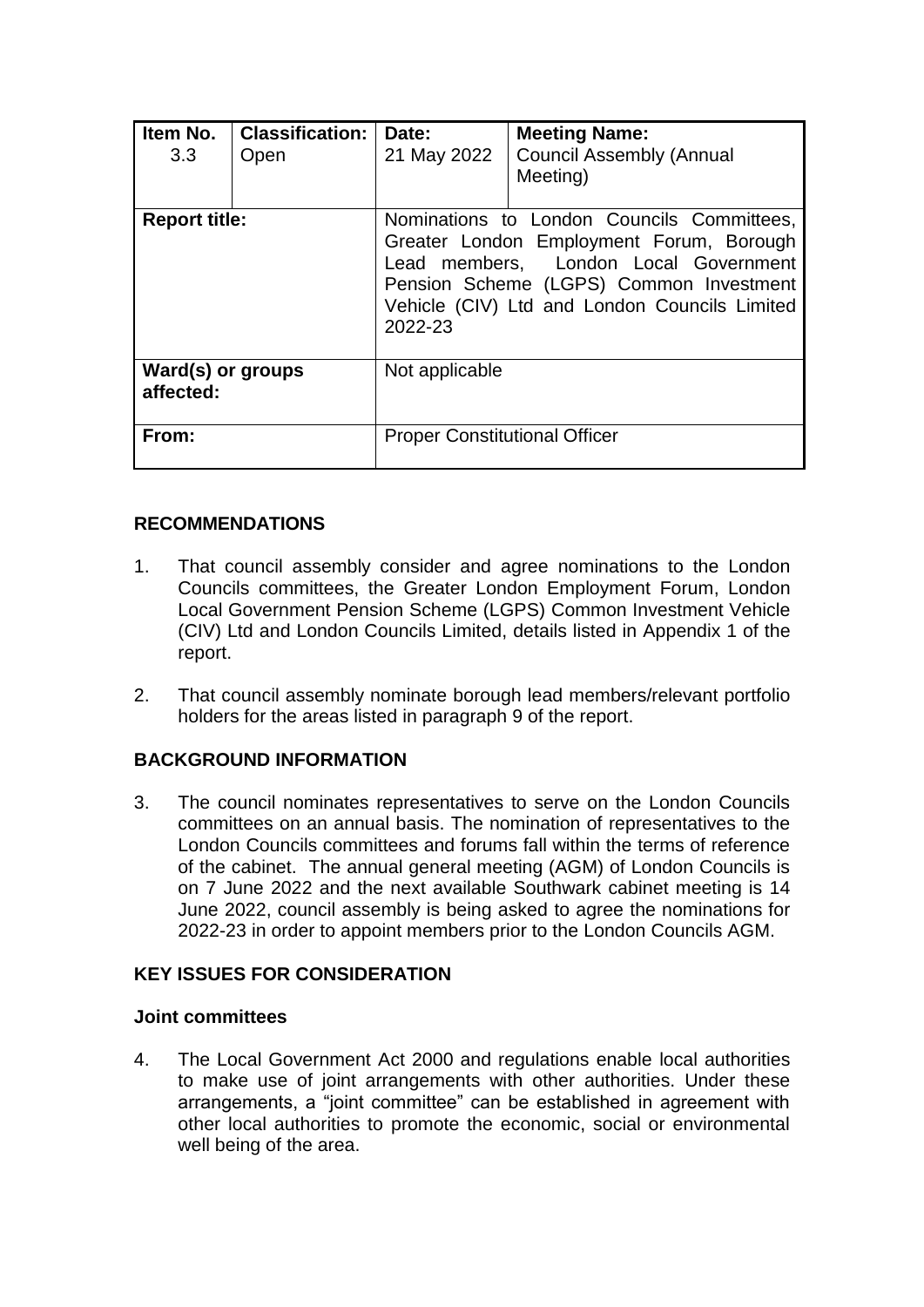| Item No. 3.3 | Classification: Open | Date: 21 May 2022 | Meeting Name: Council Assembly (Annual Meeting) |
|---|---|---|---|
| **Report title:** | | Nominations to London Councils Committees, Greater London Employment Forum, Borough Lead members, London Local Government Pension Scheme (LGPS) Common Investment Vehicle (CIV) Ltd and London Councils Limited 2022-23 | |
| **Ward(s) or groups affected:** | | Not applicable | |
| **From:** | | Proper Constitutional Officer | |

## RECOMMENDATIONS

1. That council assembly consider and agree nominations to the London Councils committees, the Greater London Employment Forum, London Local Government Pension Scheme (LGPS) Common Investment Vehicle (CIV) Ltd and London Councils Limited, details listed in Appendix 1 of the report.

2. That council assembly nominate borough lead members/relevant portfolio holders for the areas listed in paragraph 9 of the report.

## BACKGROUND INFORMATION

3. The council nominates representatives to serve on the London Councils committees on an annual basis. The nomination of representatives to the London Councils committees and forums fall within the terms of reference of the cabinet. The annual general meeting (AGM) of London Councils is on 7 June 2022 and the next available Southwark cabinet meeting is 14 June 2022, council assembly is being asked to agree the nominations for 2022-23 in order to appoint members prior to the London Councils AGM.

## KEY ISSUES FOR CONSIDERATION

### Joint committees

4. The Local Government Act 2000 and regulations enable local authorities to make use of joint arrangements with other authorities. Under these arrangements, a "joint committee" can be established in agreement with other local authorities to promote the economic, social or environmental well being of the area.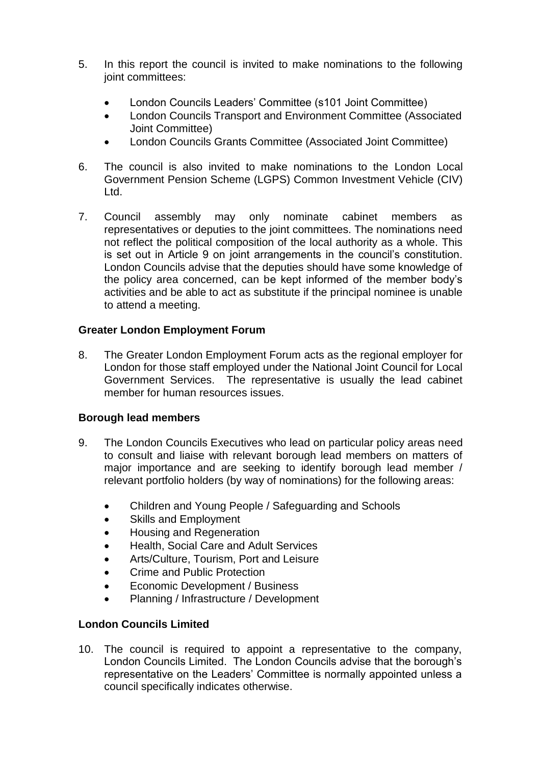5. In this report the council is invited to make nominations to the following joint committees:

   - London Councils Leaders' Committee (s101 Joint Committee)
   - London Councils Transport and Environment Committee (Associated Joint Committee)
   - London Councils Grants Committee (Associated Joint Committee)

6. The council is also invited to make nominations to the London Local Government Pension Scheme (LGPS) Common Investment Vehicle (CIV) Ltd.

7. Council assembly may only nominate cabinet members as representatives or deputies to the joint committees. The nominations need not reflect the political composition of the local authority as a whole. This is set out in Article 9 on joint arrangements in the council's constitution. London Councils advise that the deputies should have some knowledge of the policy area concerned, can be kept informed of the member body's activities and be able to act as substitute if the principal nominee is unable to attend a meeting.

**Greater London Employment Forum**

8. The Greater London Employment Forum acts as the regional employer for London for those staff employed under the National Joint Council for Local Government Services. The representative is usually the lead cabinet member for human resources issues.

**Borough lead members**

9. The London Councils Executives who lead on particular policy areas need to consult and liaise with relevant borough lead members on matters of major importance and are seeking to identify borough lead member / relevant portfolio holders (by way of nominations) for the following areas:

   - Children and Young People / Safeguarding and Schools
   - Skills and Employment
   - Housing and Regeneration
   - Health, Social Care and Adult Services
   - Arts/Culture, Tourism, Port and Leisure
   - Crime and Public Protection
   - Economic Development / Business
   - Planning / Infrastructure / Development

**London Councils Limited**

10. The council is required to appoint a representative to the company, London Councils Limited. The London Councils advise that the borough's representative on the Leaders' Committee is normally appointed unless a council specifically indicates otherwise.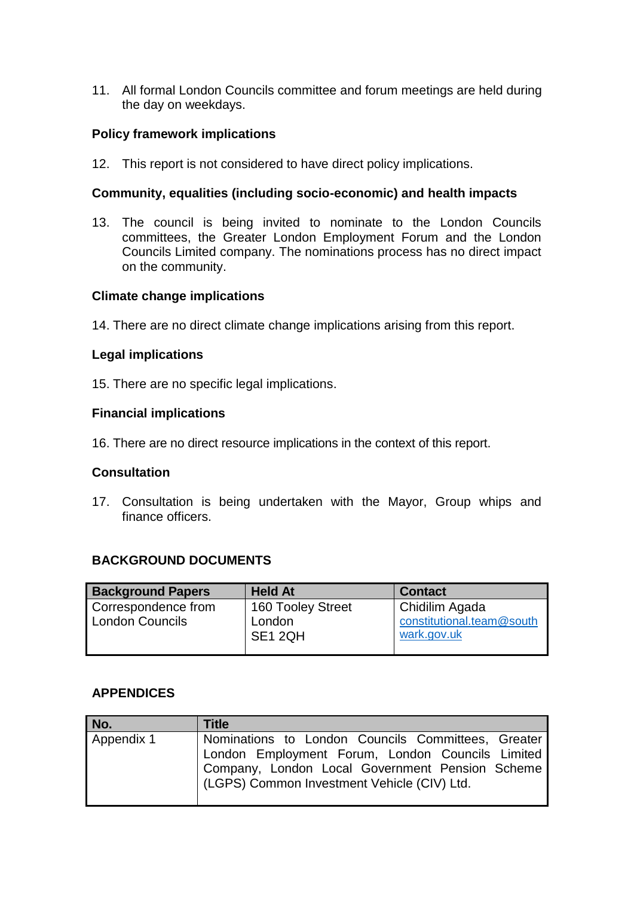11. All formal London Councils committee and forum meetings are held during the day on weekdays.

**Policy framework implications**

12. This report is not considered to have direct policy implications.

**Community, equalities (including socio-economic) and health impacts**

13. The council is being invited to nominate to the London Councils committees, the Greater London Employment Forum and the London Councils Limited company. The nominations process has no direct impact on the community.

**Climate change implications**

14. There are no direct climate change implications arising from this report.

**Legal implications**

15. There are no specific legal implications.

**Financial implications**

16. There are no direct resource implications in the context of this report.

**Consultation**

17. Consultation is being undertaken with the Mayor, Group whips and finance officers.

## BACKGROUND DOCUMENTS

| Background Papers | Held At | Contact |
|---|---|---|
| Correspondence from London Councils | 160 Tooley Street London SE1 2QH | Chidilim Agada constitutional.team@southwark.gov.uk |

## APPENDICES

| No. | Title |
|---|---|
| Appendix 1 | Nominations to London Councils Committees, Greater London Employment Forum, London Councils Limited Company, London Local Government Pension Scheme (LGPS) Common Investment Vehicle (CIV) Ltd. |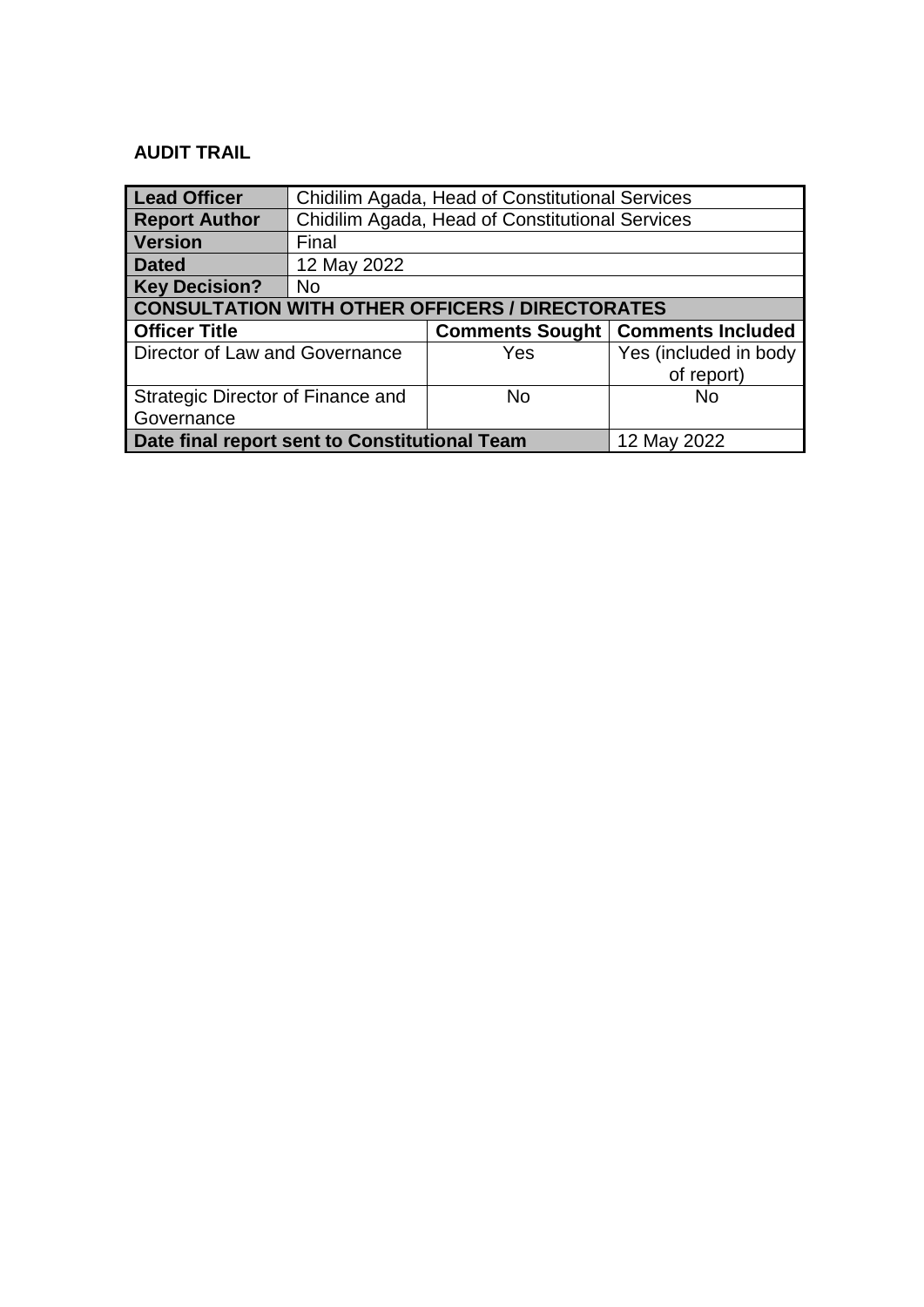**AUDIT TRAIL**

| | | | |
|---|---|---|---|
| **Lead Officer** | Chidilim Agada, Head of Constitutional Services | | |
| **Report Author** | Chidilim Agada, Head of Constitutional Services | | |
| **Version** | Final | | |
| **Dated** | 12 May 2022 | | |
| **Key Decision?** | No | | |
| **CONSULTATION WITH OTHER OFFICERS / DIRECTORATES** | | | |
| **Officer Title** | | **Comments Sought** | **Comments Included** |
| Director of Law and Governance | | Yes | Yes (included in body of report) |
| Strategic Director of Finance and Governance | | No | No |
| **Date final report sent to Constitutional Team** | | | 12 May 2022 |